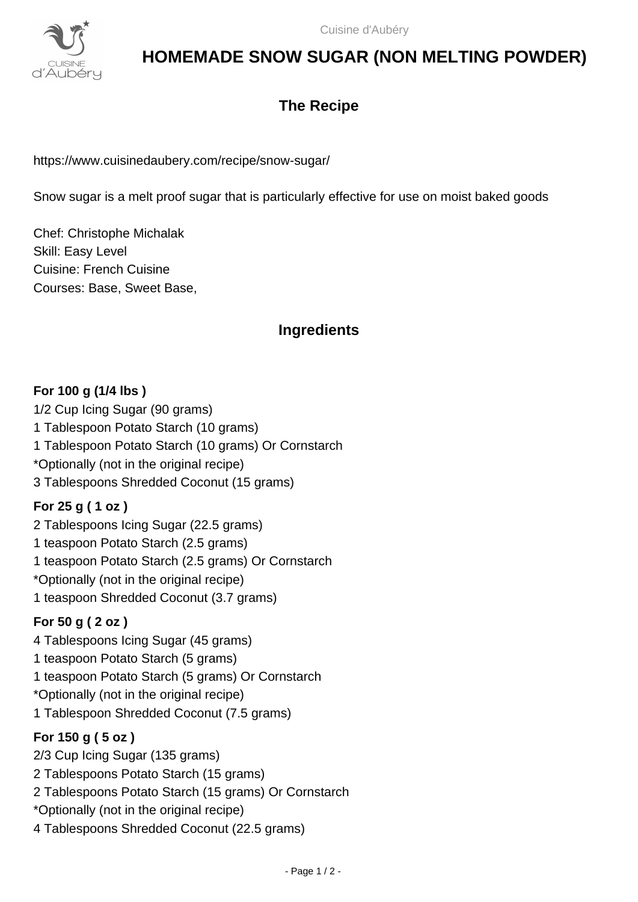# HOMEMADE SNOW SUGAR (NON MELTING POWDER)

## The Recipe

https://www.cuisinedaubery.com/recipe/snow-sugar/

Snow sugar is a melt proof sugar that is particularly effective for use on moist baked goods

Chef: Christophe Michalak
Skill: Easy Level
Cuisine: French Cuisine
Courses: Base, Sweet Base,

## Ingredients

### For 100 g (1/4 lbs )

1/2 Cup Icing Sugar (90 grams)
1 Tablespoon Potato Starch (10 grams)
1 Tablespoon Potato Starch (10 grams) Or Cornstarch
*Optionally (not in the original recipe)
3 Tablespoons Shredded Coconut (15 grams)

### For 25 g ( 1 oz )

2 Tablespoons Icing Sugar (22.5 grams)
1 teaspoon Potato Starch (2.5 grams)
1 teaspoon Potato Starch (2.5 grams) Or Cornstarch
*Optionally (not in the original recipe)
1 teaspoon Shredded Coconut (3.7 grams)

### For 50 g ( 2 oz )

4 Tablespoons Icing Sugar (45 grams)
1 teaspoon Potato Starch (5 grams)
1 teaspoon Potato Starch (5 grams) Or Cornstarch
*Optionally (not in the original recipe)
1 Tablespoon Shredded Coconut (7.5 grams)

### For 150 g ( 5 oz )

2/3 Cup Icing Sugar (135 grams)
2 Tablespoons Potato Starch (15 grams)
2 Tablespoons Potato Starch (15 grams) Or Cornstarch
*Optionally (not in the original recipe)
4 Tablespoons Shredded Coconut (22.5 grams)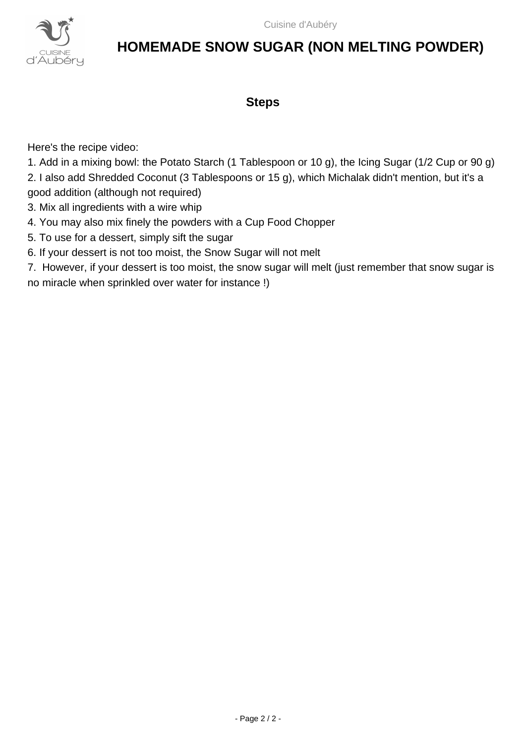# HOMEMADE SNOW SUGAR (NON MELTING POWDER)

## Steps

Here's the recipe video:

1. Add in a mixing bowl: the Potato Starch (1 Tablespoon or 10 g), the Icing Sugar (1/2 Cup or 90 g)
2. I also add Shredded Coconut (3 Tablespoons or 15 g), which Michalak didn't mention, but it's a good addition (although not required)
3. Mix all ingredients with a wire whip
4. You may also mix finely the powders with a Cup Food Chopper
5. To use for a dessert, simply sift the sugar
6. If your dessert is not too moist, the Snow Sugar will not melt
7. However, if your dessert is too moist, the snow sugar will melt (just remember that snow sugar is no miracle when sprinkled over water for instance !)